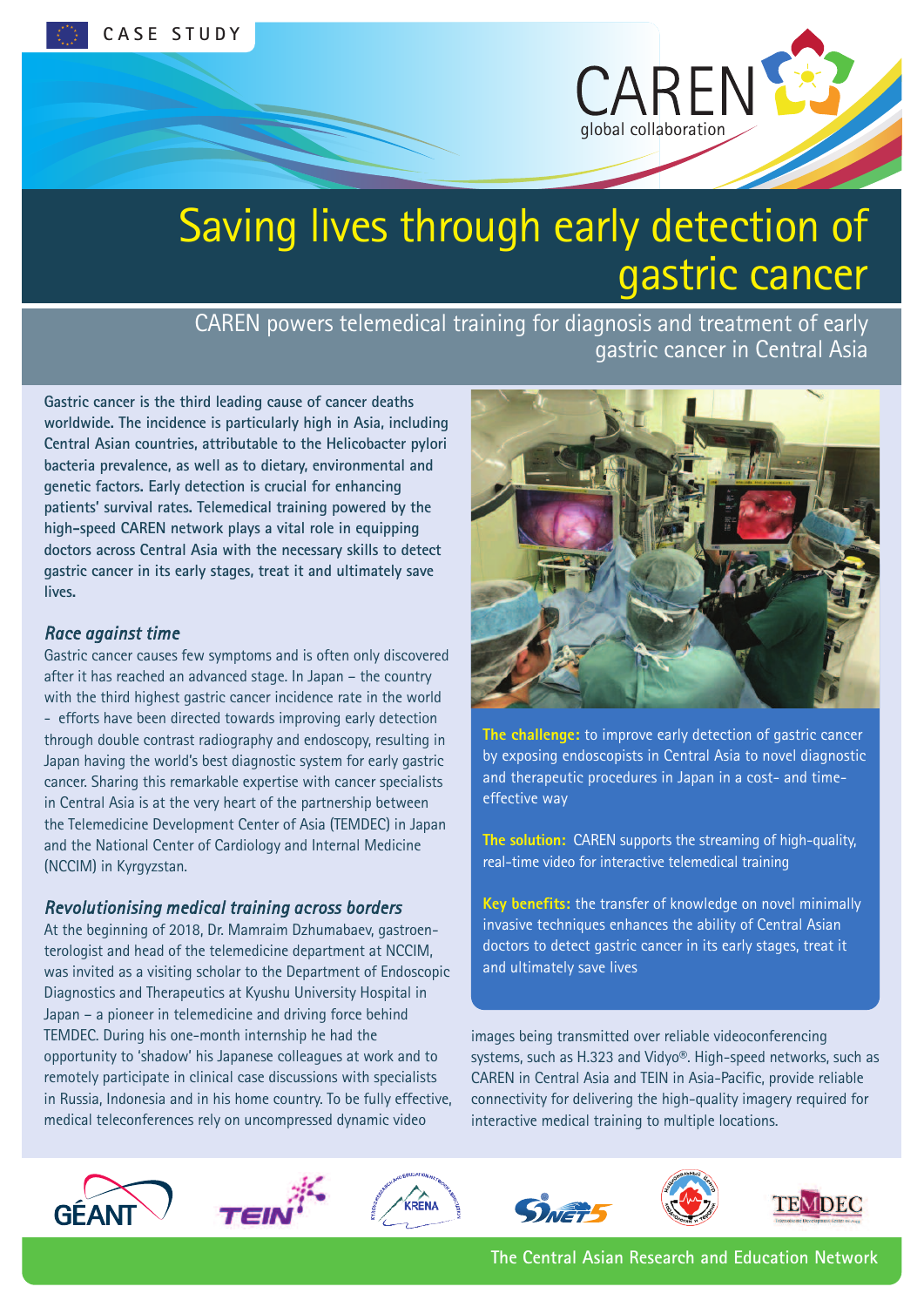CASE STUDY

CAREN
global collaboration

# Saving lives through early detection of gastric cancer

## CAREN powers telemedical training for diagnosis and treatment of early gastric cancer in Central Asia

**Gastric cancer is the third leading cause of cancer deaths worldwide. The incidence is particularly high in Asia, including Central Asian countries, attributable to the Helicobacter pylori bacteria prevalence, as well as to dietary, environmental and genetic factors. Early detection is crucial for enhancing patients' survival rates. Telemedical training powered by the high-speed CAREN network plays a vital role in equipping doctors across Central Asia with the necessary skills to detect gastric cancer in its early stages, treat it and ultimately save lives.**

### *Race against time*

Gastric cancer causes few symptoms and is often only discovered after it has reached an advanced stage. In Japan – the country with the third highest gastric cancer incidence rate in the world - efforts have been directed towards improving early detection through double contrast radiography and endoscopy, resulting in Japan having the world's best diagnostic system for early gastric cancer. Sharing this remarkable expertise with cancer specialists in Central Asia is at the very heart of the partnership between the Telemedicine Development Center of Asia (TEMDEC) in Japan and the National Center of Cardiology and Internal Medicine (NCCIM) in Kyrgyzstan.

### *Revolutionising medical training across borders*

At the beginning of 2018, Dr. Mamraim Dzhumabaev, gastroenterologist and head of the telemedicine department at NCCIM, was invited as a visiting scholar to the Department of Endoscopic Diagnostics and Therapeutics at Kyushu University Hospital in Japan – a pioneer in telemedicine and driving force behind TEMDEC. During his one-month internship he had the opportunity to 'shadow' his Japanese colleagues at work and to remotely participate in clinical case discussions with specialists in Russia, Indonesia and in his home country. To be fully effective, medical teleconferences rely on uncompressed dynamic video images being transmitted over reliable videoconferencing systems, such as H.323 and Vidyo®. High-speed networks, such as CAREN in Central Asia and TEIN in Asia-Pacific, provide reliable connectivity for delivering the high-quality imagery required for interactive medical training to multiple locations.

**The challenge:** to improve early detection of gastric cancer by exposing endoscopists in Central Asia to novel diagnostic and therapeutic procedures in Japan in a cost- and time-effective way

**The solution:** CAREN supports the streaming of high-quality, real-time video for interactive telemedical training

**Key benefits:** the transfer of knowledge on novel minimally invasive techniques enhances the ability of Central Asian doctors to detect gastric cancer in its early stages, treat it and ultimately save lives

GÉANT | TEIN | KRENA | SINET5 | TEMDEC

The Central Asian Research and Education Network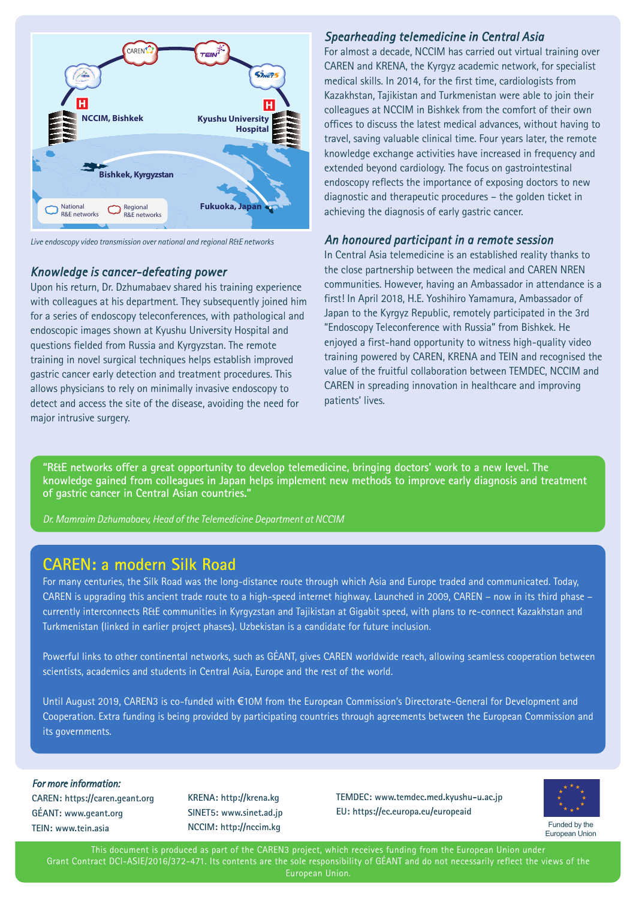CAREN

TEIN

SINET5

NCCIM, Bishkek

Kyushu University Hospital

Bishkek, Kyrgyzstan

Fukuoka, Japan

National R&E networks

Regional R&E networks

*Live endoscopy video transmission over national and regional R&E networks*

### Knowledge is cancer-defeating power

Upon his return, Dr. Dzhumabaev shared his training experience with colleagues at his department. They subsequently joined him for a series of endoscopy teleconferences, with pathological and endoscopic images shown at Kyushu University Hospital and questions fielded from Russia and Kyrgyzstan. The remote training in novel surgical techniques helps establish improved gastric cancer early detection and treatment procedures. This allows physicians to rely on minimally invasive endoscopy to detect and access the site of the disease, avoiding the need for major intrusive surgery.

### Spearheading telemedicine in Central Asia

For almost a decade, NCCIM has carried out virtual training over CAREN and KRENA, the Kyrgyz academic network, for specialist medical skills. In 2014, for the first time, cardiologists from Kazakhstan, Tajikistan and Turkmenistan were able to join their colleagues at NCCIM in Bishkek from the comfort of their own offices to discuss the latest medical advances, without having to travel, saving valuable clinical time. Four years later, the remote knowledge exchange activities have increased in frequency and extended beyond cardiology. The focus on gastrointestinal endoscopy reflects the importance of exposing doctors to new diagnostic and therapeutic procedures – the golden ticket in achieving the diagnosis of early gastric cancer.

### An honoured participant in a remote session

In Central Asia telemedicine is an established reality thanks to the close partnership between the medical and CAREN NREN communities. However, having an Ambassador in attendance is a first! In April 2018, H.E. Yoshihiro Yamamura, Ambassador of Japan to the Kyrgyz Republic, remotely participated in the 3rd “Endoscopy Teleconference with Russia” from Bishkek. He enjoyed a first-hand opportunity to witness high-quality video training powered by CAREN, KRENA and TEIN and recognised the value of the fruitful collaboration between TEMDEC, NCCIM and CAREN in spreading innovation in healthcare and improving patients’ lives.

> **“R&E networks offer a great opportunity to develop telemedicine, bringing doctors' work to a new level. The knowledge gained from colleagues in Japan helps implement new methods to improve early diagnosis and treatment of gastric cancer in Central Asian countries.”**
>
> *Dr. Mamraim Dzhumabaev, Head of the Telemedicine Department at NCCIM*

## CAREN: a modern Silk Road

For many centuries, the Silk Road was the long-distance route through which Asia and Europe traded and communicated. Today, CAREN is upgrading this ancient trade route to a high-speed internet highway. Launched in 2009, CAREN – now in its third phase – currently interconnects R&E communities in Kyrgyzstan and Tajikistan at Gigabit speed, with plans to re-connect Kazakhstan and Turkmenistan (linked in earlier project phases). Uzbekistan is a candidate for future inclusion.

Powerful links to other continental networks, such as GÉANT, gives CAREN worldwide reach, allowing seamless cooperation between scientists, academics and students in Central Asia, Europe and the rest of the world.

Until August 2019, CAREN3 is co-funded with €10M from the European Commission's Directorate-General for Development and Cooperation. Extra funding is being provided by participating countries through agreements between the European Commission and its governments.

***For more information:***

CAREN: https://caren.geant.org
GÉANT: www.geant.org
TEIN: www.tein.asia
KRENA: http://krena.kg
SINET5: www.sinet.ad.jp
NCCIM: http://nccim.kg
TEMDEC: www.temdec.med.kyushu-u.ac.jp
EU: https://ec.europa.eu/europeaid

Funded by the European Union

This document is produced as part of the CAREN3 project, which receives funding from the European Union under Grant Contract DCI-ASIE/2016/372-471. Its contents are the sole responsibility of GÉANT and do not necessarily reflect the views of the European Union.